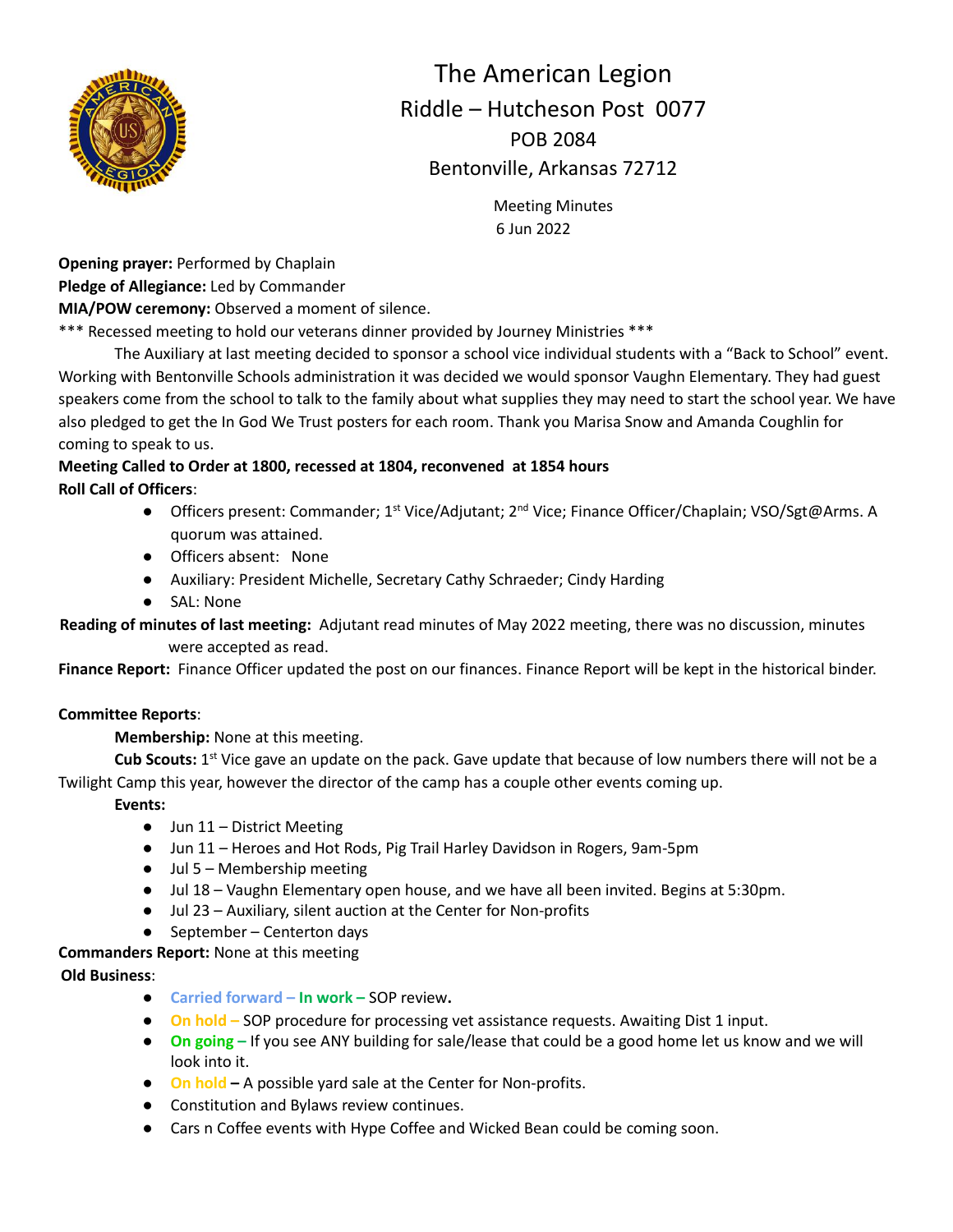# The American Legion

## Riddle – Hutcheson Post 0077

POB 2084

Bentonville, Arkansas 72712

Meeting Minutes

6 Jun 2022

**Opening prayer:** Performed by Chaplain

**Pledge of Allegiance:** Led by Commander

**MIA/POW ceremony:** Observed a moment of silence.

*** Recessed meeting to hold our veterans dinner provided by Journey Ministries ***

The Auxiliary at last meeting decided to sponsor a school vice individual students with a "Back to School" event. Working with Bentonville Schools administration it was decided we would sponsor Vaughn Elementary. They had guest speakers come from the school to talk to the family about what supplies they may need to start the school year. We have also pledged to get the In God We Trust posters for each room. Thank you Marisa Snow and Amanda Coughlin for coming to speak to us.

**Meeting Called to Order at 1800, recessed at 1804, reconvened at 1854 hours**

**Roll Call of Officers**:

- Officers present: Commander; 1st Vice/Adjutant; 2nd Vice; Finance Officer/Chaplain; VSO/Sgt@Arms. A quorum was attained.
- Officers absent: None
- Auxiliary: President Michelle, Secretary Cathy Schraeder; Cindy Harding
- SAL: None

**Reading of minutes of last meeting:** Adjutant read minutes of May 2022 meeting, there was no discussion, minutes were accepted as read.

**Finance Report:** Finance Officer updated the post on our finances. Finance Report will be kept in the historical binder.

**Committee Reports**:

**Membership:** None at this meeting.

**Cub Scouts:** 1st Vice gave an update on the pack. Gave update that because of low numbers there will not be a Twilight Camp this year, however the director of the camp has a couple other events coming up.

**Events:**

- Jun 11 – District Meeting
- Jun 11 – Heroes and Hot Rods, Pig Trail Harley Davidson in Rogers, 9am-5pm
- Jul 5 – Membership meeting
- Jul 18 – Vaughn Elementary open house, and we have all been invited. Begins at 5:30pm.
- Jul 23 – Auxiliary, silent auction at the Center for Non-profits
- September – Centerton days

**Commanders Report:** None at this meeting

**Old Business**:

- **Carried forward – In work –** SOP review**.**
- **On hold –** SOP procedure for processing vet assistance requests. Awaiting Dist 1 input.
- **On going –** If you see ANY building for sale/lease that could be a good home let us know and we will look into it.
- **On hold –** A possible yard sale at the Center for Non-profits.
- Constitution and Bylaws review continues.
- Cars n Coffee events with Hype Coffee and Wicked Bean could be coming soon.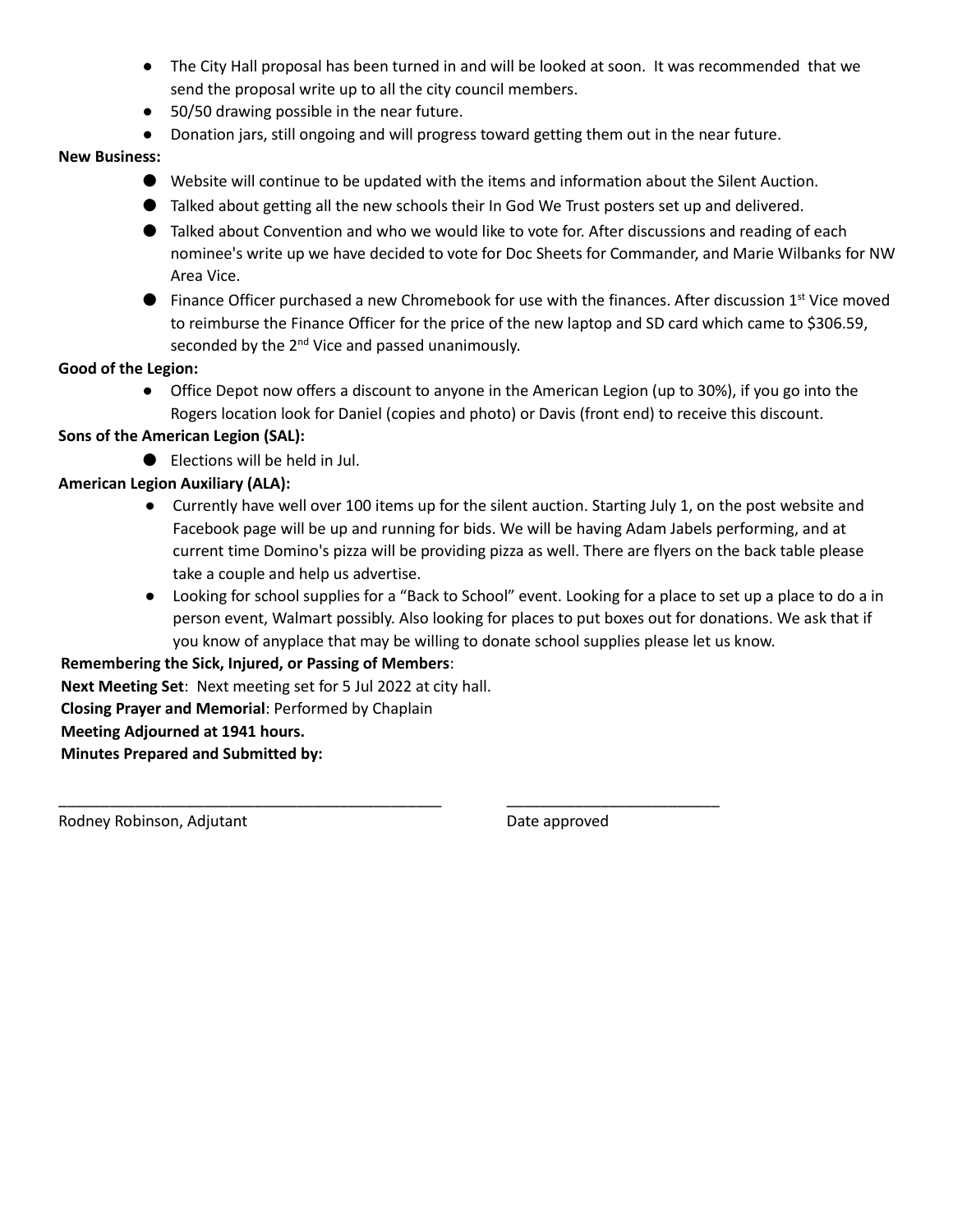- The City Hall proposal has been turned in and will be looked at soon. It was recommended that we send the proposal write up to all the city council members.
- 50/50 drawing possible in the near future.
- Donation jars, still ongoing and will progress toward getting them out in the near future.

**New Business:**

- Website will continue to be updated with the items and information about the Silent Auction.
- Talked about getting all the new schools their In God We Trust posters set up and delivered.
- Talked about Convention and who we would like to vote for. After discussions and reading of each nominee's write up we have decided to vote for Doc Sheets for Commander, and Marie Wilbanks for NW Area Vice.
- Finance Officer purchased a new Chromebook for use with the finances. After discussion 1st Vice moved to reimburse the Finance Officer for the price of the new laptop and SD card which came to $306.59, seconded by the 2nd Vice and passed unanimously.

**Good of the Legion:**

- Office Depot now offers a discount to anyone in the American Legion (up to 30%), if you go into the Rogers location look for Daniel (copies and photo) or Davis (front end) to receive this discount.

**Sons of the American Legion (SAL):**

- Elections will be held in Jul.

**American Legion Auxiliary (ALA):**

- Currently have well over 100 items up for the silent auction. Starting July 1, on the post website and Facebook page will be up and running for bids. We will be having Adam Jabels performing, and at current time Domino's pizza will be providing pizza as well. There are flyers on the back table please take a couple and help us advertise.
- Looking for school supplies for a "Back to School" event. Looking for a place to set up a place to do a in person event, Walmart possibly. Also looking for places to put boxes out for donations. We ask that if you know of anyplace that may be willing to donate school supplies please let us know.

**Remembering the Sick, Injured, or Passing of Members**:

**Next Meeting Set**: Next meeting set for 5 Jul 2022 at city hall.

**Closing Prayer and Memorial**: Performed by Chaplain

**Meeting Adjourned at 1941 hours.**

**Minutes Prepared and Submitted by:**

_______________________________________________ _________________________

Rodney Robinson, Adjutant Date approved